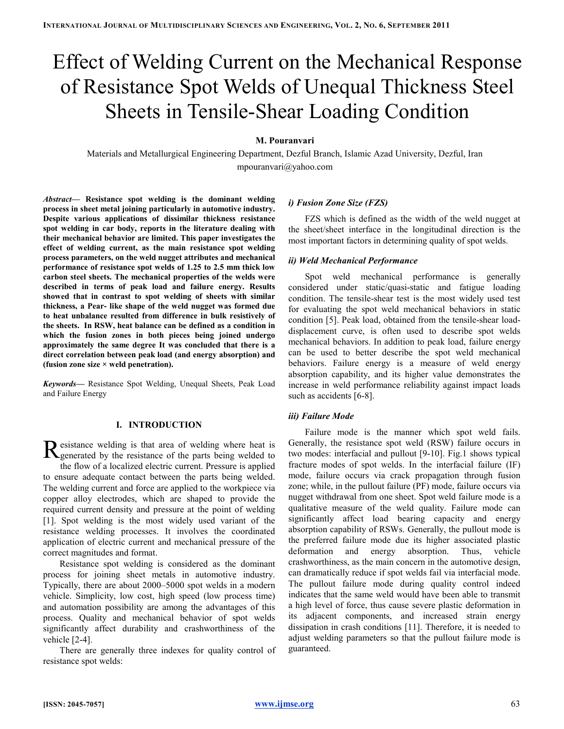# Effect of Welding Current on the Mechanical Response of Resistance Spot Welds of Unequal Thickness Steel Sheets in Tensile-Shear Loading Condition

**M. Pouranvari**

Materials and Metallurgical Engineering Department, Dezful Branch, Islamic Azad University, Dezful, Iran
mpouranvari@yahoo.com

***Abstract*— Resistance spot welding is the dominant welding process in sheet metal joining particularly in automotive industry. Despite various applications of dissimilar thickness resistance spot welding in car body, reports in the literature dealing with their mechanical behavior are limited. This paper investigates the effect of welding current, as the main resistance spot welding process parameters, on the weld nugget attributes and mechanical performance of resistance spot welds of 1.25 to 2.5 mm thick low carbon steel sheets. The mechanical properties of the welds were described in terms of peak load and failure energy. Results showed that in contrast to spot welding of sheets with similar thickness, a Pear- like shape of the weld nugget was formed due to heat unbalance resulted from difference in bulk resistively of the sheets. In RSW, heat balance can be defined as a condition in which the fusion zones in both pieces being joined undergo approximately the same degree It was concluded that there is a direct correlation between peak load (and energy absorption) and (fusion zone size × weld penetration).**

*Keywords*— Resistance Spot Welding, Unequal Sheets, Peak Load and Failure Energy

## I. INTRODUCTION

Resistance welding is that area of welding where heat is generated by the resistance of the parts being welded to the flow of a localized electric current. Pressure is applied to ensure adequate contact between the parts being welded. The welding current and force are applied to the workpiece via copper alloy electrodes, which are shaped to provide the required current density and pressure at the point of welding [1]. Spot welding is the most widely used variant of the resistance welding processes. It involves the coordinated application of electric current and mechanical pressure of the correct magnitudes and format.

Resistance spot welding is considered as the dominant process for joining sheet metals in automotive industry. Typically, there are about 2000–5000 spot welds in a modern vehicle. Simplicity, low cost, high speed (low process time) and automation possibility are among the advantages of this process. Quality and mechanical behavior of spot welds significantly affect durability and crashworthiness of the vehicle [2-4].

There are generally three indexes for quality control of resistance spot welds:

### *i) Fusion Zone Size (FZS)*

FZS which is defined as the width of the weld nugget at the sheet/sheet interface in the longitudinal direction is the most important factors in determining quality of spot welds.

### *ii) Weld Mechanical Performance*

Spot weld mechanical performance is generally considered under static/quasi-static and fatigue loading condition. The tensile-shear test is the most widely used test for evaluating the spot weld mechanical behaviors in static condition [5]. Peak load, obtained from the tensile-shear load-displacement curve, is often used to describe spot welds mechanical behaviors. In addition to peak load, failure energy can be used to better describe the spot weld mechanical behaviors. Failure energy is a measure of weld energy absorption capability, and its higher value demonstrates the increase in weld performance reliability against impact loads such as accidents [6-8].

### *iii) Failure Mode*

Failure mode is the manner which spot weld fails. Generally, the resistance spot weld (RSW) failure occurs in two modes: interfacial and pullout [9-10]. Fig.1 shows typical fracture modes of spot welds. In the interfacial failure (IF) mode, failure occurs via crack propagation through fusion zone; while, in the pullout failure (PF) mode, failure occurs via nugget withdrawal from one sheet. Spot weld failure mode is a qualitative measure of the weld quality. Failure mode can significantly affect load bearing capacity and energy absorption capability of RSWs. Generally, the pullout mode is the preferred failure mode due its higher associated plastic deformation and energy absorption. Thus, vehicle crashworthiness, as the main concern in the automotive design, can dramatically reduce if spot welds fail via interfacial mode. The pullout failure mode during quality control indeed indicates that the same weld would have been able to transmit a high level of force, thus cause severe plastic deformation in its adjacent components, and increased strain energy dissipation in crash conditions [11]. Therefore, it is needed to adjust welding parameters so that the pullout failure mode is guaranteed.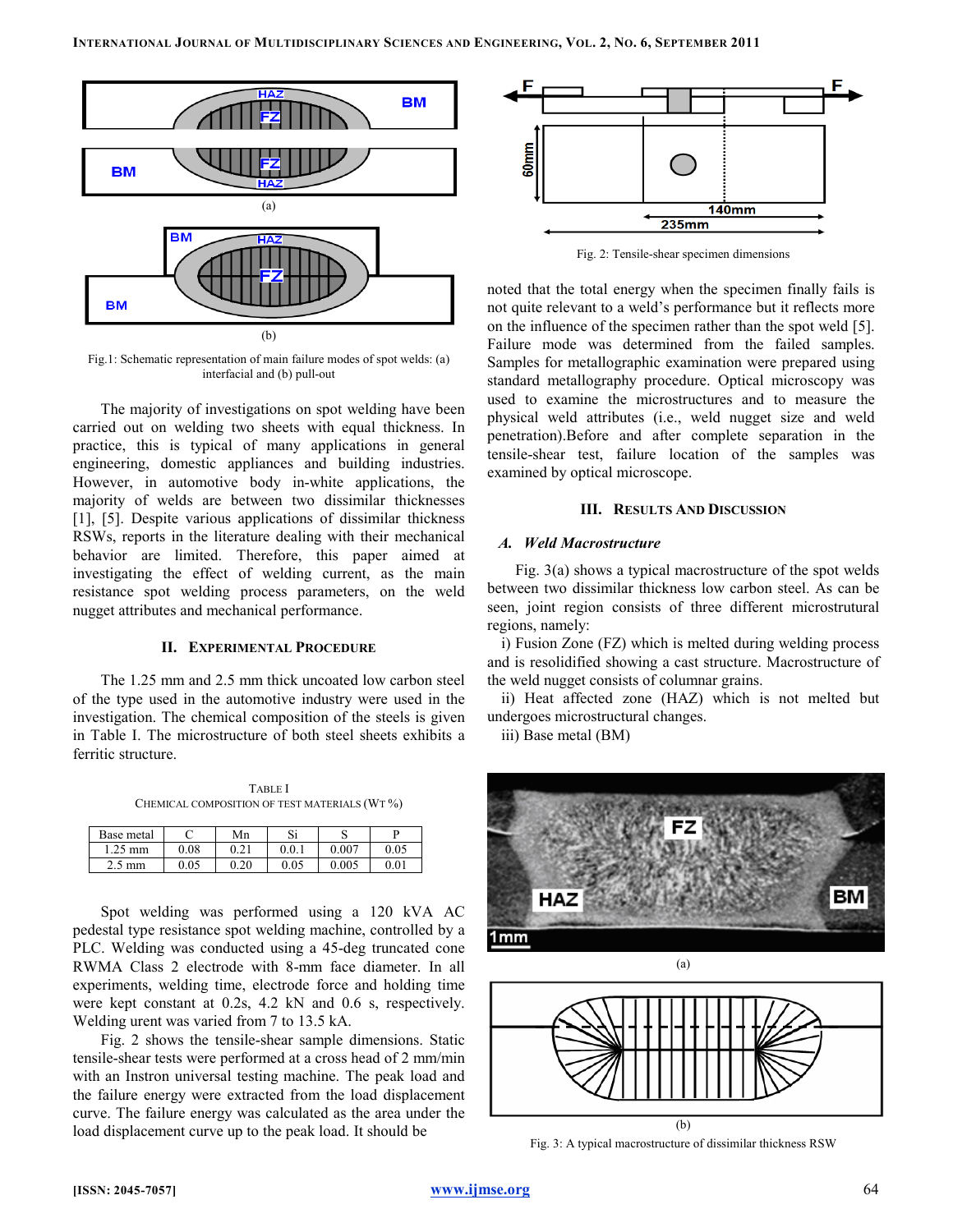Fig.1: Schematic representation of main failure modes of spot welds: (a) interfacial and (b) pull-out

The majority of investigations on spot welding have been carried out on welding two sheets with equal thickness. In practice, this is typical of many applications in general engineering, domestic appliances and building industries. However, in automotive body in-white applications, the majority of welds are between two dissimilar thicknesses [1], [5]. Despite various applications of dissimilar thickness RSWs, reports in the literature dealing with their mechanical behavior are limited. Therefore, this paper aimed at investigating the effect of welding current, as the main resistance spot welding process parameters, on the weld nugget attributes and mechanical performance.

## II. Experimental Procedure

The 1.25 mm and 2.5 mm thick uncoated low carbon steel of the type used in the automotive industry were used in the investigation. The chemical composition of the steels is given in Table I. The microstructure of both steel sheets exhibits a ferritic structure.

TABLE I
CHEMICAL COMPOSITION OF TEST MATERIALS (WT %)

| Base metal | C | Mn | Si | S | P |
|---|---|---|---|---|---|
| 1.25 mm | 0.08 | 0.21 | 0.0.1 | 0.007 | 0.05 |
| 2.5 mm | 0.05 | 0.20 | 0.05 | 0.005 | 0.01 |

Spot welding was performed using a 120 kVA AC pedestal type resistance spot welding machine, controlled by a PLC. Welding was conducted using a 45-deg truncated cone RWMA Class 2 electrode with 8-mm face diameter. In all experiments, welding time, electrode force and holding time were kept constant at 0.2s, 4.2 kN and 0.6 s, respectively. Welding urent was varied from 7 to 13.5 kA.

Fig. 2 shows the tensile-shear sample dimensions. Static tensile-shear tests were performed at a cross head of 2 mm/min with an Instron universal testing machine. The peak load and the failure energy were extracted from the load displacement curve. The failure energy was calculated as the area under the load displacement curve up to the peak load. It should be noted that the total energy when the specimen finally fails is not quite relevant to a weld's performance but it reflects more on the influence of the specimen rather than the spot weld [5]. Failure mode was determined from the failed samples. Samples for metallographic examination were prepared using standard metallography procedure. Optical microscopy was used to examine the microstructures and to measure the physical weld attributes (i.e., weld nugget size and weld penetration).Before and after complete separation in the tensile-shear test, failure location of the samples was examined by optical microscope.

Fig. 2: Tensile-shear specimen dimensions

## III. Results And Discussion

### A. *Weld Macrostructure*

Fig. 3(a) shows a typical macrostructure of the spot welds between two dissimilar thickness low carbon steel. As can be seen, joint region consists of three different microstrutural regions, namely:

i) Fusion Zone (FZ) which is melted during welding process and is resolidified showing a cast structure. Macrostructure of the weld nugget consists of columnar grains.

ii) Heat affected zone (HAZ) which is not melted but undergoes microstructural changes.

iii) Base metal (BM)

Fig. 3: A typical macrostructure of dissimilar thickness RSW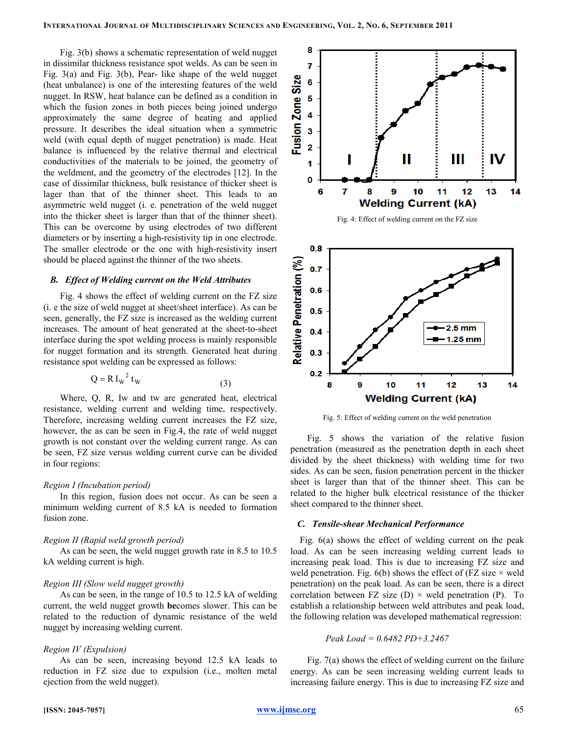Fig. 3(b) shows a schematic representation of weld nugget in dissimilar thickness resistance spot welds. As can be seen in Fig. 3(a) and Fig. 3(b), Pear- like shape of the weld nugget (heat unbalance) is one of the interesting features of the weld nugget. In RSW, heat balance can be defined as a condition in which the fusion zones in both pieces being joined undergo approximately the same degree of heating and applied pressure. It describes the ideal situation when a symmetric weld (with equal depth of nugget penetration) is made. Heat balance is influenced by the relative thermal and electrical conductivities of the materials to be joined, the geometry of the weldment, and the geometry of the electrodes [12]. In the case of dissimilar thickness, bulk resistance of thicker sheet is lager than that of the thinner sheet. This leads to an asymmetric weld nugget (i. e. penetration of the weld nugget into the thicker sheet is larger than that of the thinner sheet). This can be overcome by using electrodes of two different diameters or by inserting a high-resistivity tip in one electrode. The smaller electrode or the one with high-resistivity insert should be placed against the thinner of the two sheets.

### *B. Effect of Welding current on the Weld Attributes*

Fig. 4 shows the effect of welding current on the FZ size (i. e the size of weld nugget at sheet/sheet interface). As can be seen, generally, the FZ size is increased as the welding current increases. The amount of heat generated at the sheet-to-sheet interface during the spot welding process is mainly responsible for nugget formation and its strength. Generated heat during resistance spot welding can be expressed as follows:

$$Q = R I_W^2 t_W \tag{3}$$

Where, Q, R, Iw and tw are generated heat, electrical resistance, welding current and welding time, respectively. Therefore, increasing welding current increases the FZ size, however, the as can be seen in Fig.4, the rate of weld nugget growth is not constant over the welding current range. As can be seen, FZ size versus welding current curve can be divided in four regions:

*Region I (Incubation period)*

In this region, fusion does not occur. As can be seen a minimum welding current of 8.5 kA is needed to formation fusion zone.

*Region II (Rapid weld growth period)*

As can be seen, the weld nugget growth rate in 8.5 to 10.5 kA welding current is high.

*Region III (Slow weld nugget growth)*

As can be seen, in the range of 10.5 to 12.5 kA of welding current, the weld nugget growth **be**comes slower. This can be related to the reduction of dynamic resistance of the weld nugget by increasing welding current.

*Region IV (Expulsion)*

As can be seen, increasing beyond 12.5 kA leads to reduction in FZ size due to expulsion (i.e., molten metal ejection from the weld nugget).

Fig. 4: Effect of welding current on the FZ size

Fig. 5: Effect of welding current on the weld penetration

Fig. 5 shows the variation of the relative fusion penetration (measured as the penetration depth in each sheet divided by the sheet thickness) with welding time for two sides. As can be seen, fusion penetration percent in the thicker sheet is larger than that of the thinner sheet. This can be related to the higher bulk electrical resistance of the thicker sheet compared to the thinner sheet.

### *C. Tensile-shear Mechanical Performance*

Fig. 6(a) shows the effect of welding current on the peak load. As can be seen increasing welding current leads to increasing peak load. This is due to increasing FZ size and weld penetration. Fig. 6(b) shows the effect of (FZ size × weld penetration) on the peak load. As can be seen, there is a direct correlation between FZ size (D) × weld penetration (P). To establish a relationship between weld attributes and peak load, the following relation was developed mathematical regression:

$$Peak\ Load = 0.6482\ PD + 3.2467$$

Fig. 7(a) shows the effect of welding current on the failure energy. As can be seen increasing welding current leads to increasing failure energy. This is due to increasing FZ size and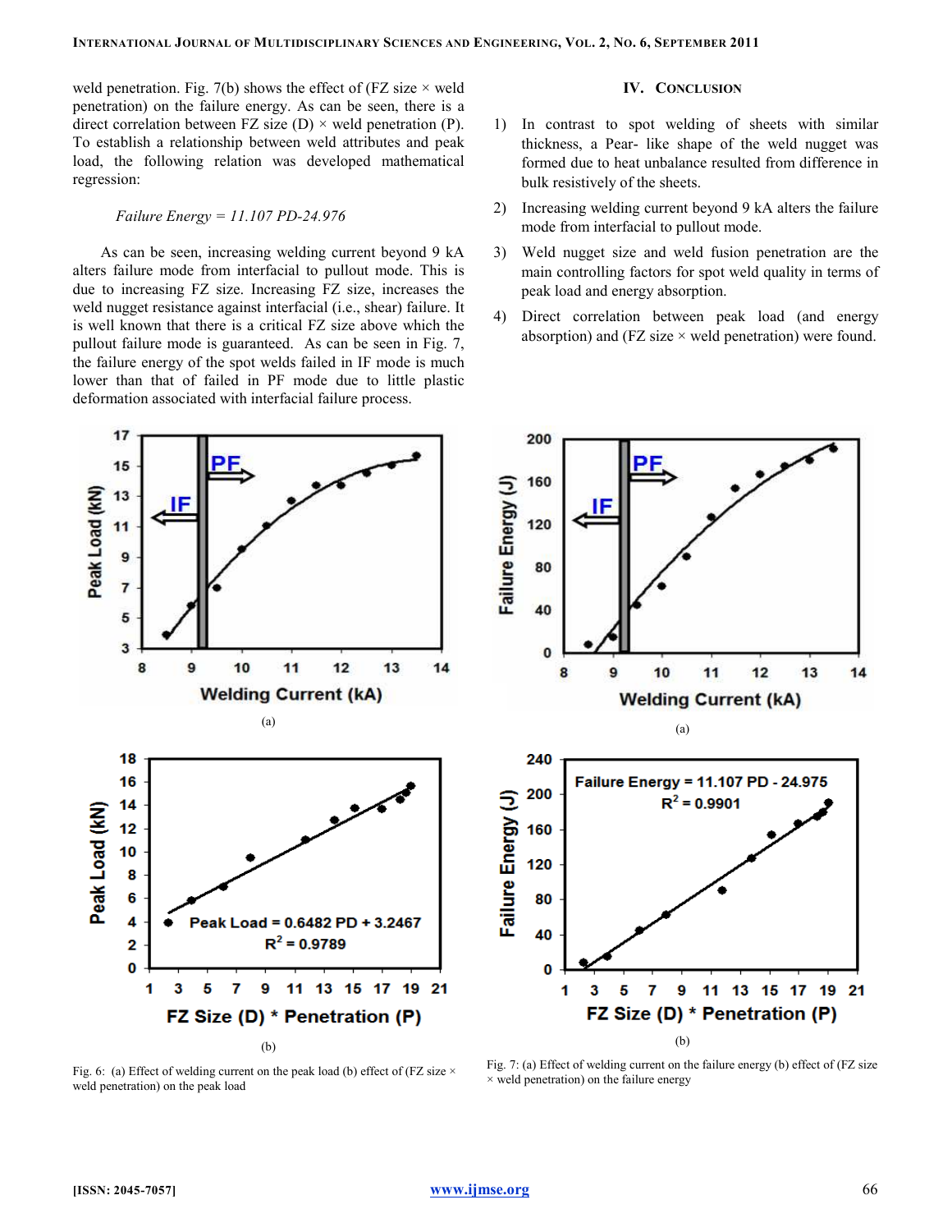weld penetration. Fig. 7(b) shows the effect of (FZ size × weld penetration) on the failure energy. As can be seen, there is a direct correlation between FZ size (D) × weld penetration (P). To establish a relationship between weld attributes and peak load, the following relation was developed mathematical regression:

*Failure Energy = 11.107 PD-24.976*

As can be seen, increasing welding current beyond 9 kA alters failure mode from interfacial to pullout mode. This is due to increasing FZ size. Increasing FZ size, increases the weld nugget resistance against interfacial (i.e., shear) failure. It is well known that there is a critical FZ size above which the pullout failure mode is guaranteed. As can be seen in Fig. 7, the failure energy of the spot welds failed in IF mode is much lower than that of failed in PF mode due to little plastic deformation associated with interfacial failure process.

## IV. Conclusion

1) In contrast to spot welding of sheets with similar thickness, a Pear- like shape of the weld nugget was formed due to heat unbalance resulted from difference in bulk resistively of the sheets.
2) Increasing welding current beyond 9 kA alters the failure mode from interfacial to pullout mode.
3) Weld nugget size and weld fusion penetration are the main controlling factors for spot weld quality in terms of peak load and energy absorption.
4) Direct correlation between peak load (and energy absorption) and (FZ size × weld penetration) were found.

(a)

(b)

Fig. 6: (a) Effect of welding current on the peak load (b) effect of (FZ size × weld penetration) on the peak load

(a)

(b)

Fig. 7: (a) Effect of welding current on the failure energy (b) effect of (FZ size × weld penetration) on the failure energy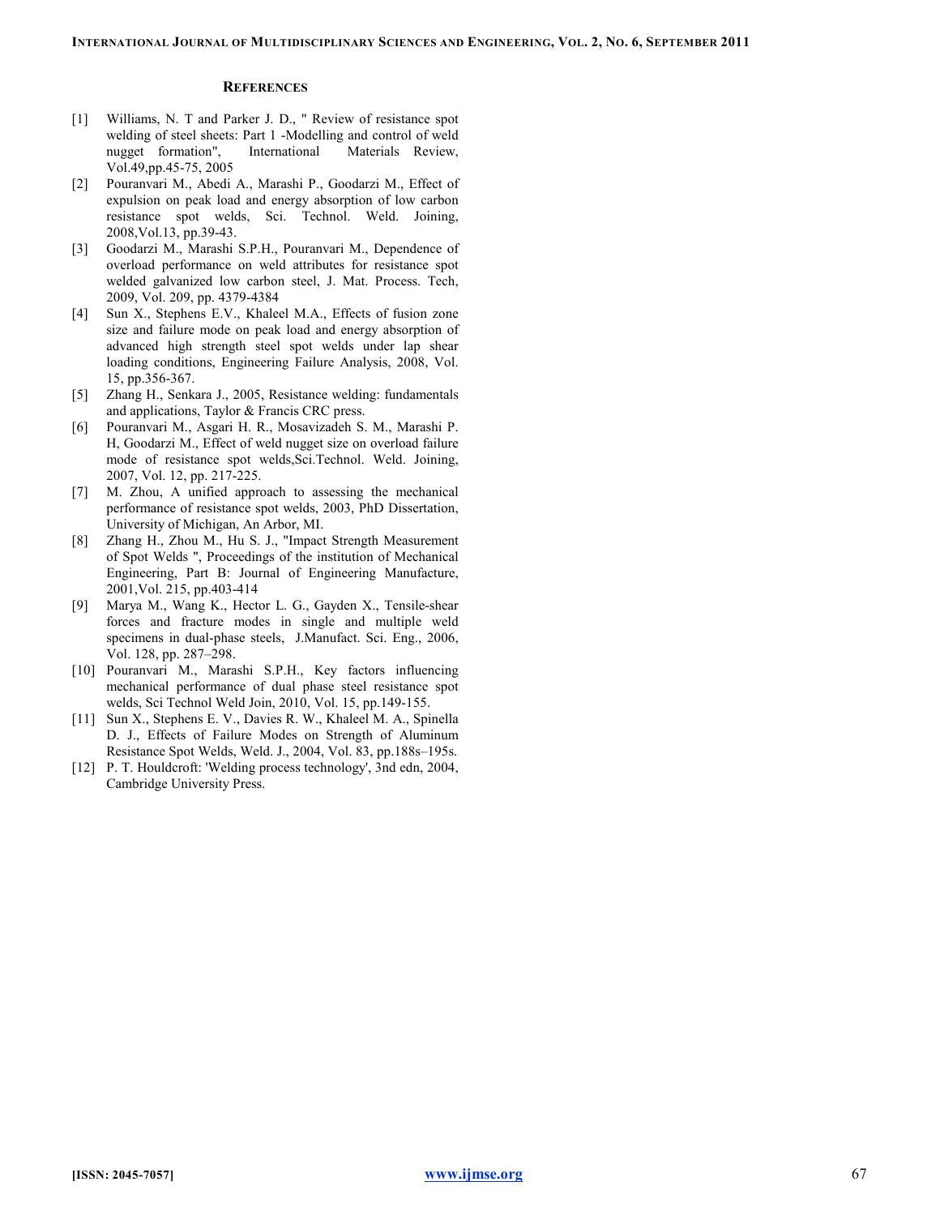## REFERENCES

[1] Williams, N. T and Parker J. D., " Review of resistance spot welding of steel sheets: Part 1 -Modelling and control of weld nugget formation", International Materials Review, Vol.49,pp.45-75, 2005

[2] Pouranvari M., Abedi A., Marashi P., Goodarzi M., Effect of expulsion on peak load and energy absorption of low carbon resistance spot welds, Sci. Technol. Weld. Joining, 2008,Vol.13, pp.39-43.

[3] Goodarzi M., Marashi S.P.H., Pouranvari M., Dependence of overload performance on weld attributes for resistance spot welded galvanized low carbon steel, J. Mat. Process. Tech, 2009, Vol. 209, pp. 4379-4384

[4] Sun X., Stephens E.V., Khaleel M.A., Effects of fusion zone size and failure mode on peak load and energy absorption of advanced high strength steel spot welds under lap shear loading conditions, Engineering Failure Analysis, 2008, Vol. 15, pp.356-367.

[5] Zhang H., Senkara J., 2005, Resistance welding: fundamentals and applications, Taylor & Francis CRC press.

[6] Pouranvari M., Asgari H. R., Mosavizadeh S. M., Marashi P. H, Goodarzi M., Effect of weld nugget size on overload failure mode of resistance spot welds,Sci.Technol. Weld. Joining, 2007, Vol. 12, pp. 217-225.

[7] M. Zhou, A unified approach to assessing the mechanical performance of resistance spot welds, 2003, PhD Dissertation, University of Michigan, An Arbor, MI.

[8] Zhang H., Zhou M., Hu S. J., "Impact Strength Measurement of Spot Welds ", Proceedings of the institution of Mechanical Engineering, Part B: Journal of Engineering Manufacture, 2001,Vol. 215, pp.403-414

[9] Marya M., Wang K., Hector L. G., Gayden X., Tensile-shear forces and fracture modes in single and multiple weld specimens in dual-phase steels, J.Manufact. Sci. Eng., 2006, Vol. 128, pp. 287–298.

[10] Pouranvari M., Marashi S.P.H., Key factors influencing mechanical performance of dual phase steel resistance spot welds, Sci Technol Weld Join, 2010, Vol. 15, pp.149-155.

[11] Sun X., Stephens E. V., Davies R. W., Khaleel M. A., Spinella D. J., Effects of Failure Modes on Strength of Aluminum Resistance Spot Welds, Weld. J., 2004, Vol. 83, pp.188s–195s.

[12] P. T. Houldcroft: 'Welding process technology', 3nd edn, 2004, Cambridge University Press.